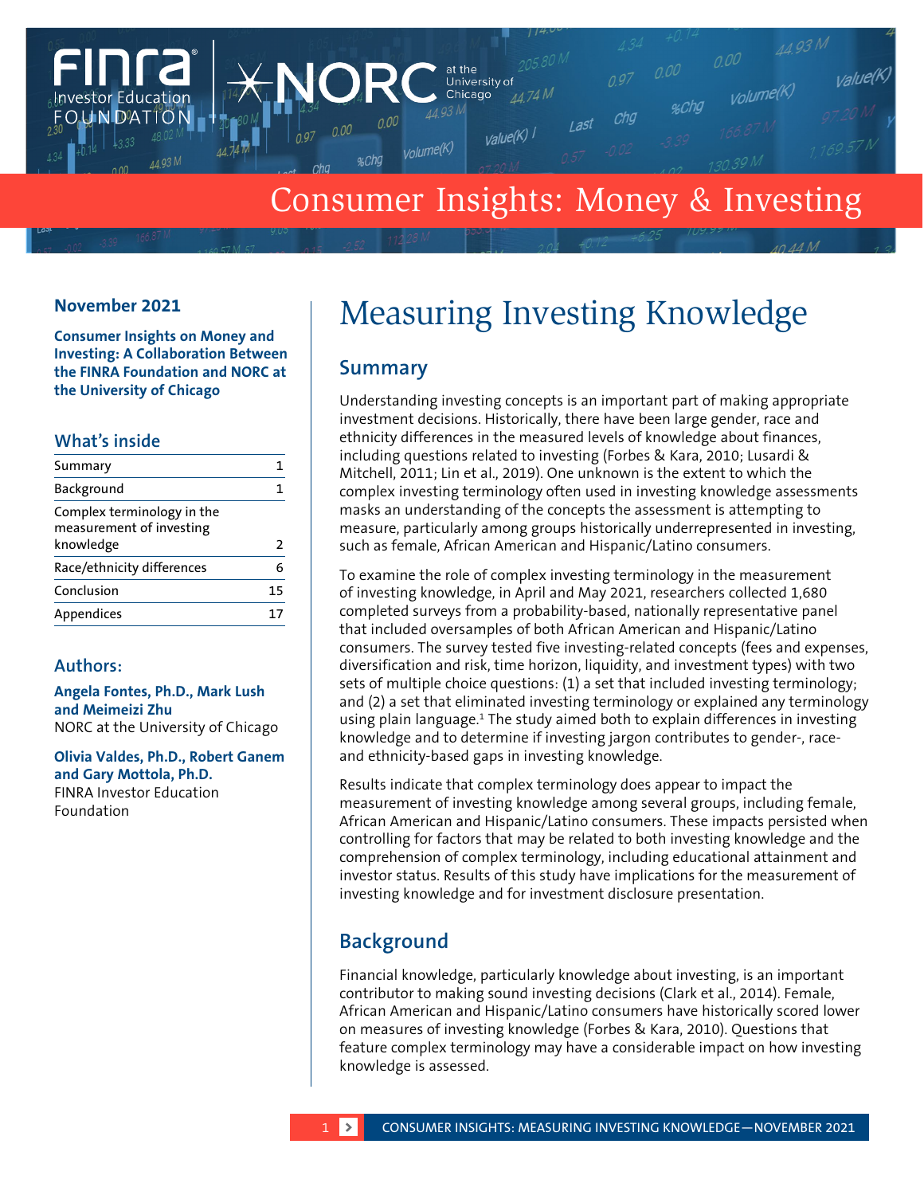# Consumer Insights: Money & Investing

**November 2021**

**Consumer Insights on Money and Investing: A Collaboration Between the FINRA Foundation and NORC at the University of Chicago**

## What's inside

| | |
|---|---|
| Summary | 1 |
| Background | 1 |
| Complex terminology in the measurement of investing knowledge | 2 |
| Race/ethnicity differences | 6 |
| Conclusion | 15 |
| Appendices | 17 |

## Authors:

**Angela Fontes, Ph.D., Mark Lush and Meimeizi Zhu**
NORC at the University of Chicago

**Olivia Valdes, Ph.D., Robert Ganem and Gary Mottola, Ph.D.**
FINRA Investor Education Foundation

# Measuring Investing Knowledge

## Summary

Understanding investing concepts is an important part of making appropriate investment decisions. Historically, there have been large gender, race and ethnicity differences in the measured levels of knowledge about finances, including questions related to investing (Forbes & Kara, 2010; Lusardi & Mitchell, 2011; Lin et al., 2019). One unknown is the extent to which the complex investing terminology often used in investing knowledge assessments masks an understanding of the concepts the assessment is attempting to measure, particularly among groups historically underrepresented in investing, such as female, African American and Hispanic/Latino consumers.

To examine the role of complex investing terminology in the measurement of investing knowledge, in April and May 2021, researchers collected 1,680 completed surveys from a probability-based, nationally representative panel that included oversamples of both African American and Hispanic/Latino consumers. The survey tested five investing-related concepts (fees and expenses, diversification and risk, time horizon, liquidity, and investment types) with two sets of multiple choice questions: (1) a set that included investing terminology; and (2) a set that eliminated investing terminology or explained any terminology using plain language.[1] The study aimed both to explain differences in investing knowledge and to determine if investing jargon contributes to gender-, race- and ethnicity-based gaps in investing knowledge.

Results indicate that complex terminology does appear to impact the measurement of investing knowledge among several groups, including female, African American and Hispanic/Latino consumers. These impacts persisted when controlling for factors that may be related to both investing knowledge and the comprehension of complex terminology, including educational attainment and investor status. Results of this study have implications for the measurement of investing knowledge and for investment disclosure presentation.

## Background

Financial knowledge, particularly knowledge about investing, is an important contributor to making sound investing decisions (Clark et al., 2014). Female, African American and Hispanic/Latino consumers have historically scored lower on measures of investing knowledge (Forbes & Kara, 2010). Questions that feature complex terminology may have a considerable impact on how investing knowledge is assessed.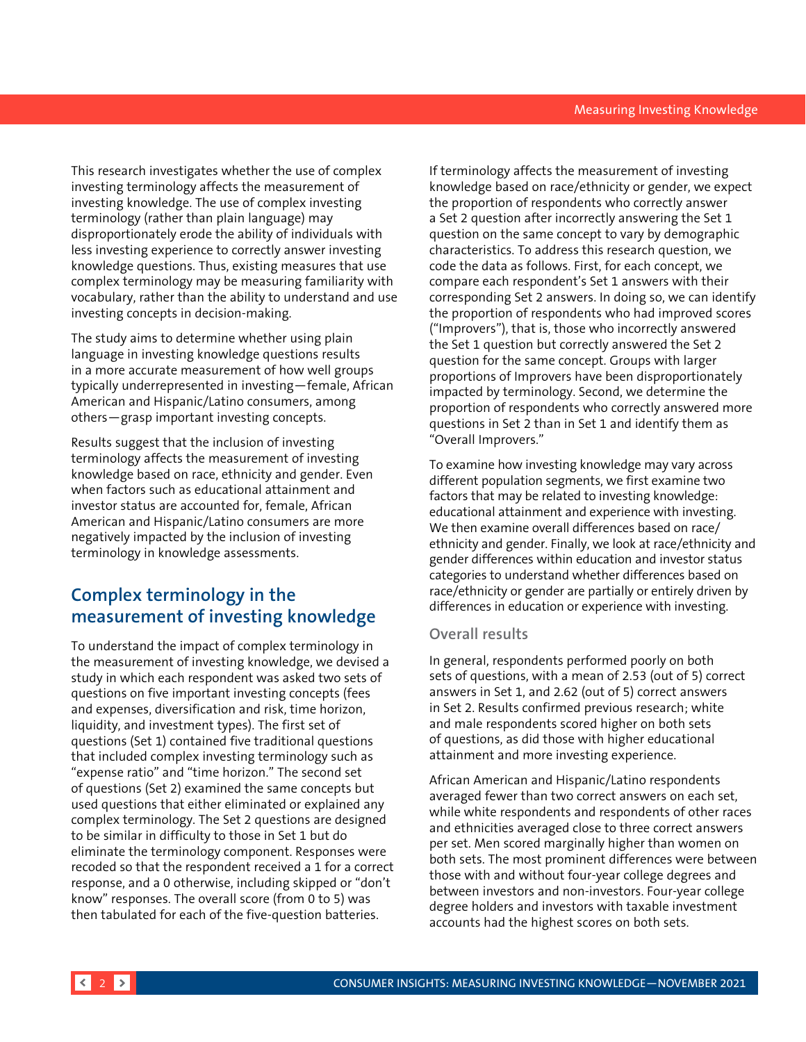This research investigates whether the use of complex investing terminology affects the measurement of investing knowledge. The use of complex investing terminology (rather than plain language) may disproportionately erode the ability of individuals with less investing experience to correctly answer investing knowledge questions. Thus, existing measures that use complex terminology may be measuring familiarity with vocabulary, rather than the ability to understand and use investing concepts in decision-making.

The study aims to determine whether using plain language in investing knowledge questions results in a more accurate measurement of how well groups typically underrepresented in investing—female, African American and Hispanic/Latino consumers, among others—grasp important investing concepts.

Results suggest that the inclusion of investing terminology affects the measurement of investing knowledge based on race, ethnicity and gender. Even when factors such as educational attainment and investor status are accounted for, female, African American and Hispanic/Latino consumers are more negatively impacted by the inclusion of investing terminology in knowledge assessments.

## Complex terminology in the measurement of investing knowledge

To understand the impact of complex terminology in the measurement of investing knowledge, we devised a study in which each respondent was asked two sets of questions on five important investing concepts (fees and expenses, diversification and risk, time horizon, liquidity, and investment types). The first set of questions (Set 1) contained five traditional questions that included complex investing terminology such as "expense ratio" and "time horizon." The second set of questions (Set 2) examined the same concepts but used questions that either eliminated or explained any complex terminology. The Set 2 questions are designed to be similar in difficulty to those in Set 1 but do eliminate the terminology component. Responses were recoded so that the respondent received a 1 for a correct response, and a 0 otherwise, including skipped or "don't know" responses. The overall score (from 0 to 5) was then tabulated for each of the five-question batteries.

If terminology affects the measurement of investing knowledge based on race/ethnicity or gender, we expect the proportion of respondents who correctly answer a Set 2 question after incorrectly answering the Set 1 question on the same concept to vary by demographic characteristics. To address this research question, we code the data as follows. First, for each concept, we compare each respondent's Set 1 answers with their corresponding Set 2 answers. In doing so, we can identify the proportion of respondents who had improved scores ("Improvers"), that is, those who incorrectly answered the Set 1 question but correctly answered the Set 2 question for the same concept. Groups with larger proportions of Improvers have been disproportionately impacted by terminology. Second, we determine the proportion of respondents who correctly answered more questions in Set 2 than in Set 1 and identify them as "Overall Improvers."

To examine how investing knowledge may vary across different population segments, we first examine two factors that may be related to investing knowledge: educational attainment and experience with investing. We then examine overall differences based on race/ethnicity and gender. Finally, we look at race/ethnicity and gender differences within education and investor status categories to understand whether differences based on race/ethnicity or gender are partially or entirely driven by differences in education or experience with investing.

### Overall results

In general, respondents performed poorly on both sets of questions, with a mean of 2.53 (out of 5) correct answers in Set 1, and 2.62 (out of 5) correct answers in Set 2. Results confirmed previous research; white and male respondents scored higher on both sets of questions, as did those with higher educational attainment and more investing experience.

African American and Hispanic/Latino respondents averaged fewer than two correct answers on each set, while white respondents and respondents of other races and ethnicities averaged close to three correct answers per set. Men scored marginally higher than women on both sets. The most prominent differences were between those with and without four-year college degrees and between investors and non-investors. Four-year college degree holders and investors with taxable investment accounts had the highest scores on both sets.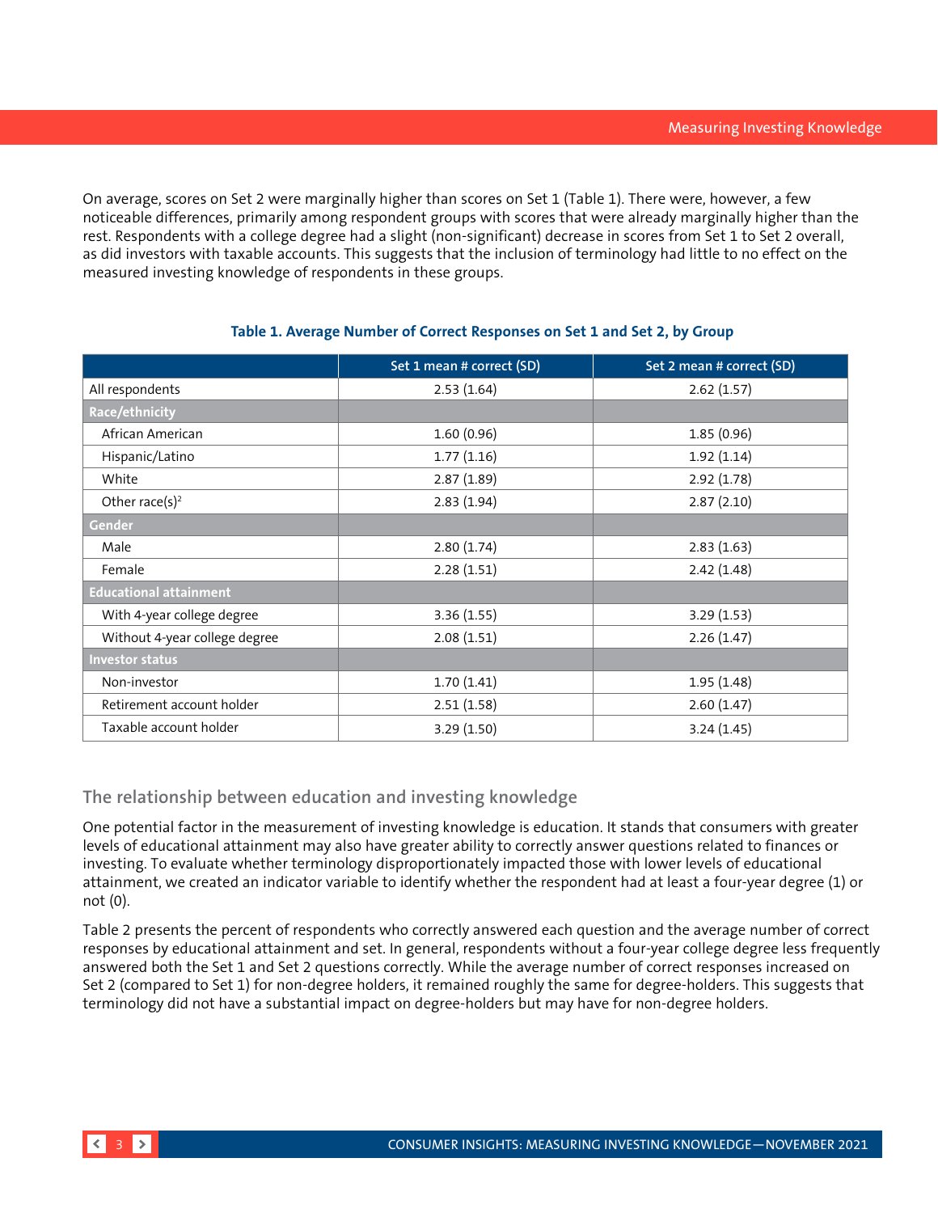On average, scores on Set 2 were marginally higher than scores on Set 1 (Table 1). There were, however, a few noticeable differences, primarily among respondent groups with scores that were already marginally higher than the rest. Respondents with a college degree had a slight (non-significant) decrease in scores from Set 1 to Set 2 overall, as did investors with taxable accounts. This suggests that the inclusion of terminology had little to no effect on the measured investing knowledge of respondents in these groups.

**Table 1. Average Number of Correct Responses on Set 1 and Set 2, by Group**

| | Set 1 mean # correct (SD) | Set 2 mean # correct (SD) |
|---|---|---|
| All respondents | 2.53 (1.64) | 2.62 (1.57) |
| **Race/ethnicity** | | |
| African American | 1.60 (0.96) | 1.85 (0.96) |
| Hispanic/Latino | 1.77 (1.16) | 1.92 (1.14) |
| White | 2.87 (1.89) | 2.92 (1.78) |
| Other race(s)[2] | 2.83 (1.94) | 2.87 (2.10) |
| **Gender** | | |
| Male | 2.80 (1.74) | 2.83 (1.63) |
| Female | 2.28 (1.51) | 2.42 (1.48) |
| **Educational attainment** | | |
| With 4-year college degree | 3.36 (1.55) | 3.29 (1.53) |
| Without 4-year college degree | 2.08 (1.51) | 2.26 (1.47) |
| **Investor status** | | |
| Non-investor | 1.70 (1.41) | 1.95 (1.48) |
| Retirement account holder | 2.51 (1.58) | 2.60 (1.47) |
| Taxable account holder | 3.29 (1.50) | 3.24 (1.45) |

## The relationship between education and investing knowledge

One potential factor in the measurement of investing knowledge is education. It stands that consumers with greater levels of educational attainment may also have greater ability to correctly answer questions related to finances or investing. To evaluate whether terminology disproportionately impacted those with lower levels of educational attainment, we created an indicator variable to identify whether the respondent had at least a four-year degree (1) or not (0).

Table 2 presents the percent of respondents who correctly answered each question and the average number of correct responses by educational attainment and set. In general, respondents without a four-year college degree less frequently answered both the Set 1 and Set 2 questions correctly. While the average number of correct responses increased on Set 2 (compared to Set 1) for non-degree holders, it remained roughly the same for degree-holders. This suggests that terminology did not have a substantial impact on degree-holders but may have for non-degree holders.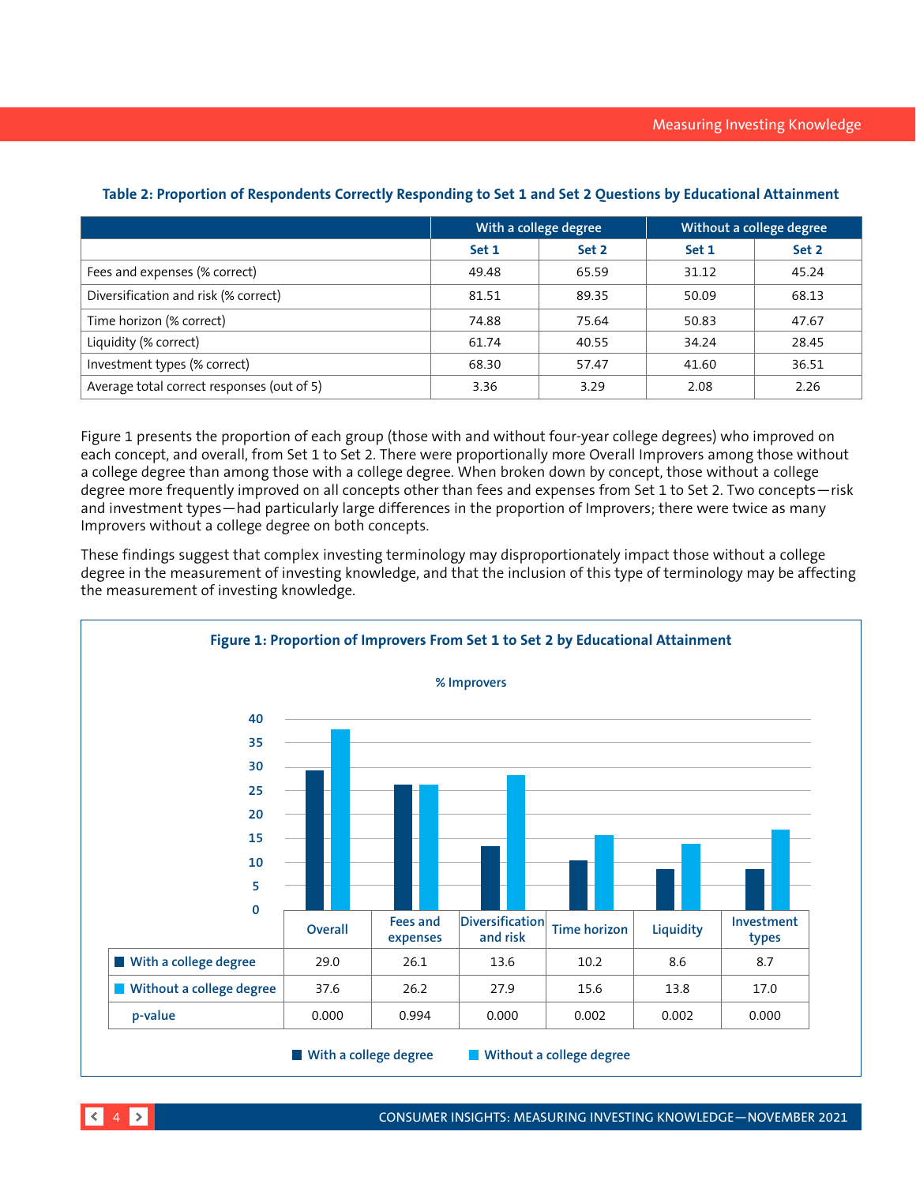**Table 2: Proportion of Respondents Correctly Responding to Set 1 and Set 2 Questions by Educational Attainment**

| | With a college degree | | Without a college degree | |
|---|---|---|---|---|
| | Set 1 | Set 2 | Set 1 | Set 2 |
| Fees and expenses (% correct) | 49.48 | 65.59 | 31.12 | 45.24 |
| Diversification and risk (% correct) | 81.51 | 89.35 | 50.09 | 68.13 |
| Time horizon (% correct) | 74.88 | 75.64 | 50.83 | 47.67 |
| Liquidity (% correct) | 61.74 | 40.55 | 34.24 | 28.45 |
| Investment types (% correct) | 68.30 | 57.47 | 41.60 | 36.51 |
| Average total correct responses (out of 5) | 3.36 | 3.29 | 2.08 | 2.26 |

Figure 1 presents the proportion of each group (those with and without four-year college degrees) who improved on each concept, and overall, from Set 1 to Set 2. There were proportionally more Overall Improvers among those without a college degree than among those with a college degree. When broken down by concept, those without a college degree more frequently improved on all concepts other than fees and expenses from Set 1 to Set 2. Two concepts—risk and investment types—had particularly large differences in the proportion of Improvers; there were twice as many Improvers without a college degree on both concepts.

These findings suggest that complex investing terminology may disproportionately impact those without a college degree in the measurement of investing knowledge, and that the inclusion of this type of terminology may be affecting the measurement of investing knowledge.

**Figure 1: Proportion of Improvers From Set 1 to Set 2 by Educational Attainment**

% Improvers

| | Overall | Fees and expenses | Diversification and risk | Time horizon | Liquidity | Investment types |
|---|---|---|---|---|---|---|
| With a college degree | 29.0 | 26.1 | 13.6 | 10.2 | 8.6 | 8.7 |
| Without a college degree | 37.6 | 26.2 | 27.9 | 15.6 | 13.8 | 17.0 |
| p-value | 0.000 | 0.994 | 0.000 | 0.002 | 0.002 | 0.000 |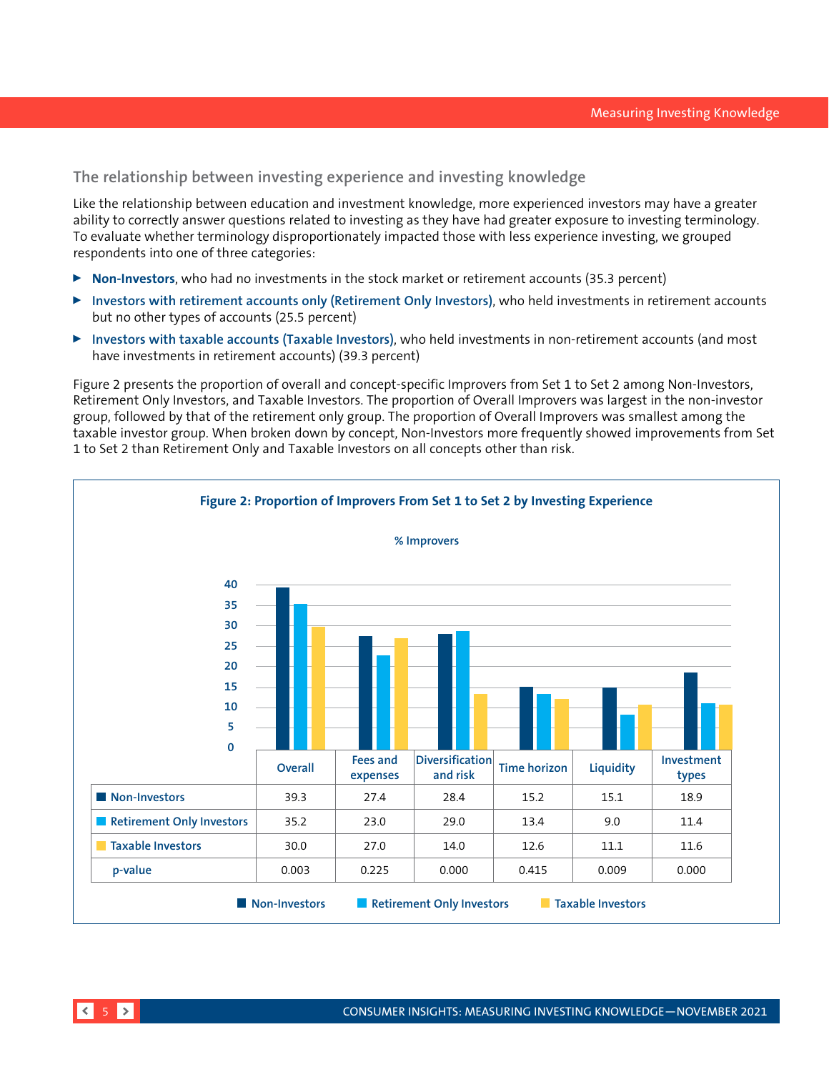## The relationship between investing experience and investing knowledge

Like the relationship between education and investment knowledge, more experienced investors may have a greater ability to correctly answer questions related to investing as they have had greater exposure to investing terminology. To evaluate whether terminology disproportionately impacted those with less experience investing, we grouped respondents into one of three categories:

- **Non-Investors**, who had no investments in the stock market or retirement accounts (35.3 percent)
- **Investors with retirement accounts only (Retirement Only Investors)**, who held investments in retirement accounts but no other types of accounts (25.5 percent)
- **Investors with taxable accounts (Taxable Investors)**, who held investments in non-retirement accounts (and most have investments in retirement accounts) (39.3 percent)

Figure 2 presents the proportion of overall and concept-specific Improvers from Set 1 to Set 2 among Non-Investors, Retirement Only Investors, and Taxable Investors. The proportion of Overall Improvers was largest in the non-investor group, followed by that of the retirement only group. The proportion of Overall Improvers was smallest among the taxable investor group. When broken down by concept, Non-Investors more frequently showed improvements from Set 1 to Set 2 than Retirement Only and Taxable Investors on all concepts other than risk.

**Figure 2: Proportion of Improvers From Set 1 to Set 2 by Investing Experience**

% Improvers

| | Overall | Fees and expenses | Diversification and risk | Time horizon | Liquidity | Investment types |
|---|---|---|---|---|---|---|
| Non-Investors | 39.3 | 27.4 | 28.4 | 15.2 | 15.1 | 18.9 |
| Retirement Only Investors | 35.2 | 23.0 | 29.0 | 13.4 | 9.0 | 11.4 |
| Taxable Investors | 30.0 | 27.0 | 14.0 | 12.6 | 11.1 | 11.6 |
| p-value | 0.003 | 0.225 | 0.000 | 0.415 | 0.009 | 0.000 |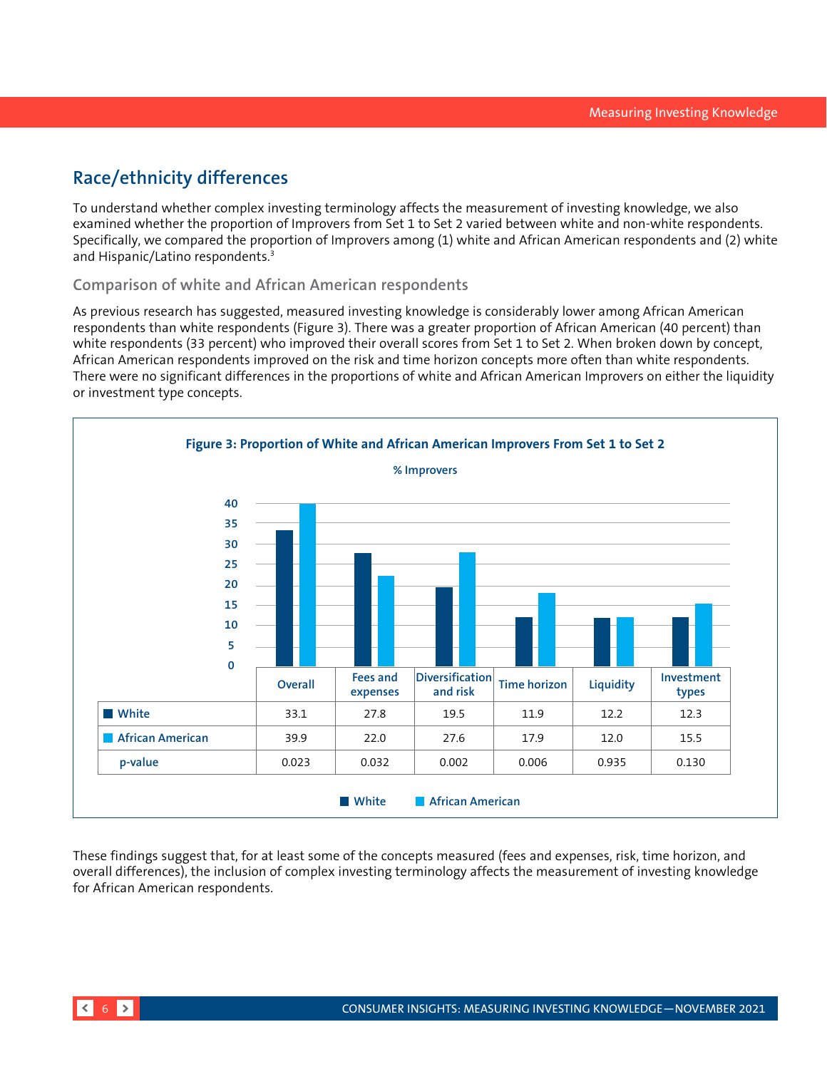## Race/ethnicity differences

To understand whether complex investing terminology affects the measurement of investing knowledge, we also examined whether the proportion of Improvers from Set 1 to Set 2 varied between white and non-white respondents. Specifically, we compared the proportion of Improvers among (1) white and African American respondents and (2) white and Hispanic/Latino respondents.[3]

### Comparison of white and African American respondents

As previous research has suggested, measured investing knowledge is considerably lower among African American respondents than white respondents (Figure 3). There was a greater proportion of African American (40 percent) than white respondents (33 percent) who improved their overall scores from Set 1 to Set 2. When broken down by concept, African American respondents improved on the risk and time horizon concepts more often than white respondents. There were no significant differences in the proportions of white and African American Improvers on either the liquidity or investment type concepts.

**Figure 3: Proportion of White and African American Improvers From Set 1 to Set 2**

% Improvers

| | Overall | Fees and expenses | Diversification and risk | Time horizon | Liquidity | Investment types |
|---|---|---|---|---|---|---|
| White | 33.1 | 27.8 | 19.5 | 11.9 | 12.2 | 12.3 |
| African American | 39.9 | 22.0 | 27.6 | 17.9 | 12.0 | 15.5 |
| p-value | 0.023 | 0.032 | 0.002 | 0.006 | 0.935 | 0.130 |

These findings suggest that, for at least some of the concepts measured (fees and expenses, risk, time horizon, and overall differences), the inclusion of complex investing terminology affects the measurement of investing knowledge for African American respondents.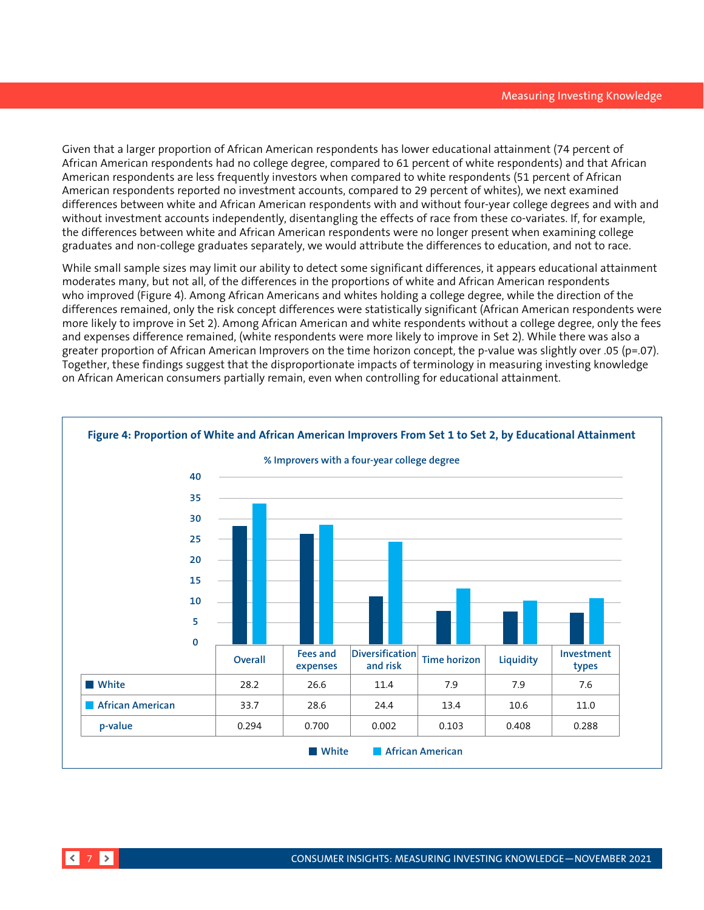Given that a larger proportion of African American respondents has lower educational attainment (74 percent of African American respondents had no college degree, compared to 61 percent of white respondents) and that African American respondents are less frequently investors when compared to white respondents (51 percent of African American respondents reported no investment accounts, compared to 29 percent of whites), we next examined differences between white and African American respondents with and without four-year college degrees and with and without investment accounts independently, disentangling the effects of race from these co-variates. If, for example, the differences between white and African American respondents were no longer present when examining college graduates and non-college graduates separately, we would attribute the differences to education, and not to race.

While small sample sizes may limit our ability to detect some significant differences, it appears educational attainment moderates many, but not all, of the differences in the proportions of white and African American respondents who improved (Figure 4). Among African Americans and whites holding a college degree, while the direction of the differences remained, only the risk concept differences were statistically significant (African American respondents were more likely to improve in Set 2). Among African American and white respondents without a college degree, only the fees and expenses difference remained, (white respondents were more likely to improve in Set 2). While there was also a greater proportion of African American Improvers on the time horizon concept, the p-value was slightly over .05 (p=.07). Together, these findings suggest that the disproportionate impacts of terminology in measuring investing knowledge on African American consumers partially remain, even when controlling for educational attainment.

**Figure 4: Proportion of White and African American Improvers From Set 1 to Set 2, by Educational Attainment**

% Improvers with a four-year college degree

| | Overall | Fees and expenses | Diversification and risk | Time horizon | Liquidity | Investment types |
|---|---|---|---|---|---|---|
| White | 28.2 | 26.6 | 11.4 | 7.9 | 7.9 | 7.6 |
| African American | 33.7 | 28.6 | 24.4 | 13.4 | 10.6 | 11.0 |
| p-value | 0.294 | 0.700 | 0.002 | 0.103 | 0.408 | 0.288 |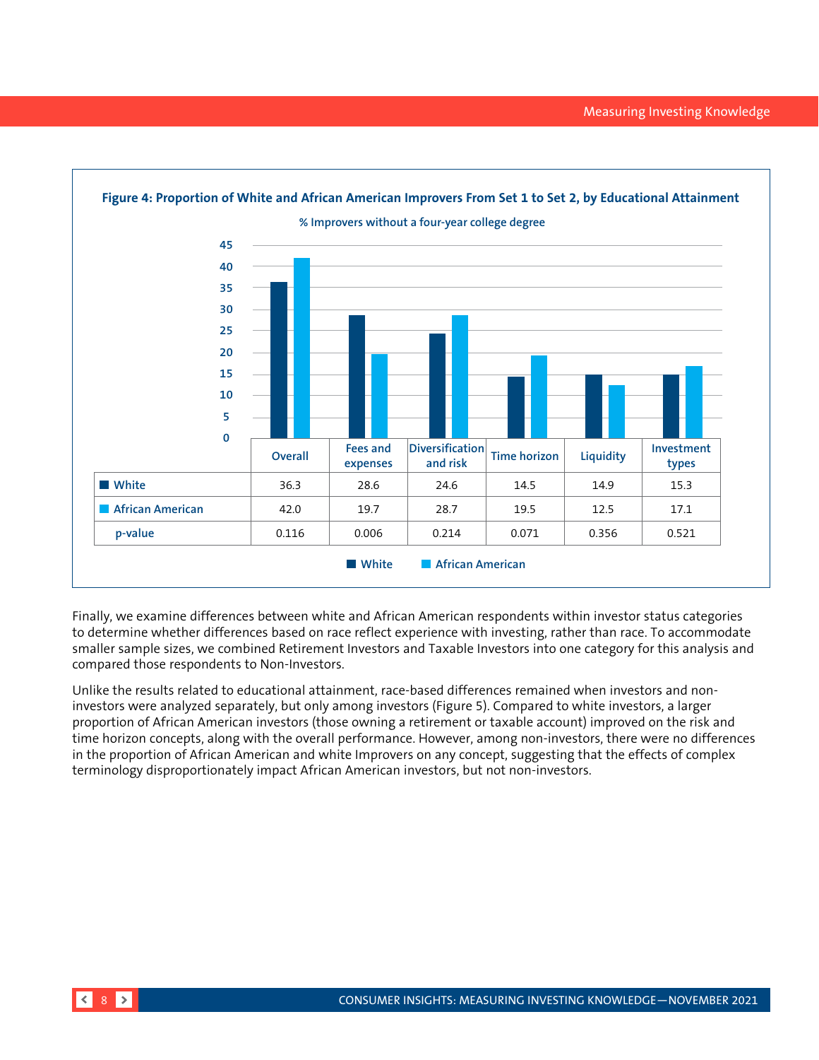**Figure 4: Proportion of White and African American Improvers From Set 1 to Set 2, by Educational Attainment**

% Improvers without a four-year college degree

| | Overall | Fees and expenses | Diversification and risk | Time horizon | Liquidity | Investment types |
|---|---|---|---|---|---|---|
| White | 36.3 | 28.6 | 24.6 | 14.5 | 14.9 | 15.3 |
| African American | 42.0 | 19.7 | 28.7 | 19.5 | 12.5 | 17.1 |
| p-value | 0.116 | 0.006 | 0.214 | 0.071 | 0.356 | 0.521 |

Finally, we examine differences between white and African American respondents within investor status categories to determine whether differences based on race reflect experience with investing, rather than race. To accommodate smaller sample sizes, we combined Retirement Investors and Taxable Investors into one category for this analysis and compared those respondents to Non-Investors.

Unlike the results related to educational attainment, race-based differences remained when investors and non-investors were analyzed separately, but only among investors (Figure 5). Compared to white investors, a larger proportion of African American investors (those owning a retirement or taxable account) improved on the risk and time horizon concepts, along with the overall performance. However, among non-investors, there were no differences in the proportion of African American and white Improvers on any concept, suggesting that the effects of complex terminology disproportionately impact African American investors, but not non-investors.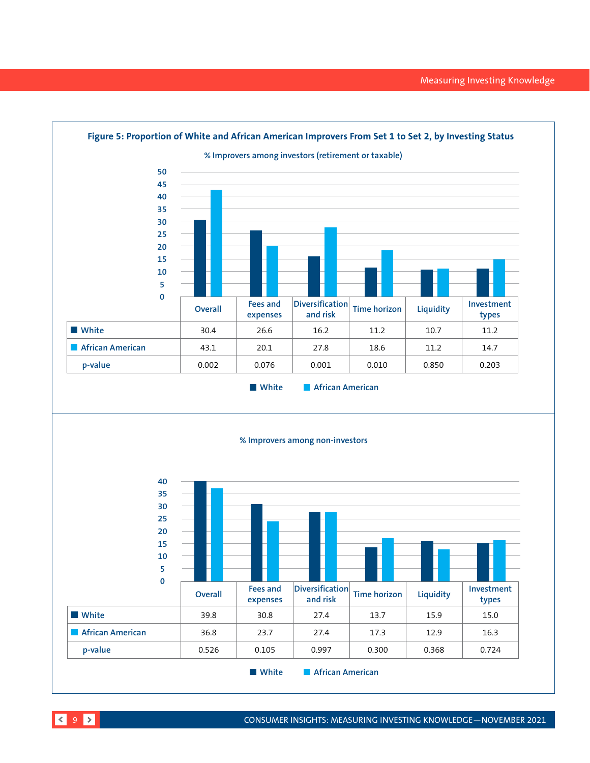**Figure 5: Proportion of White and African American Improvers From Set 1 to Set 2, by Investing Status**

% Improvers among investors (retirement or taxable)

| | Overall | Fees and expenses | Diversification and risk | Time horizon | Liquidity | Investment types |
|---|---|---|---|---|---|---|
| White | 30.4 | 26.6 | 16.2 | 11.2 | 10.7 | 11.2 |
| African American | 43.1 | 20.1 | 27.8 | 18.6 | 11.2 | 14.7 |
| p-value | 0.002 | 0.076 | 0.001 | 0.010 | 0.850 | 0.203 |

% Improvers among non-investors

| | Overall | Fees and expenses | Diversification and risk | Time horizon | Liquidity | Investment types |
|---|---|---|---|---|---|---|
| White | 39.8 | 30.8 | 27.4 | 13.7 | 15.9 | 15.0 |
| African American | 36.8 | 23.7 | 27.4 | 17.3 | 12.9 | 16.3 |
| p-value | 0.526 | 0.105 | 0.997 | 0.300 | 0.368 | 0.724 |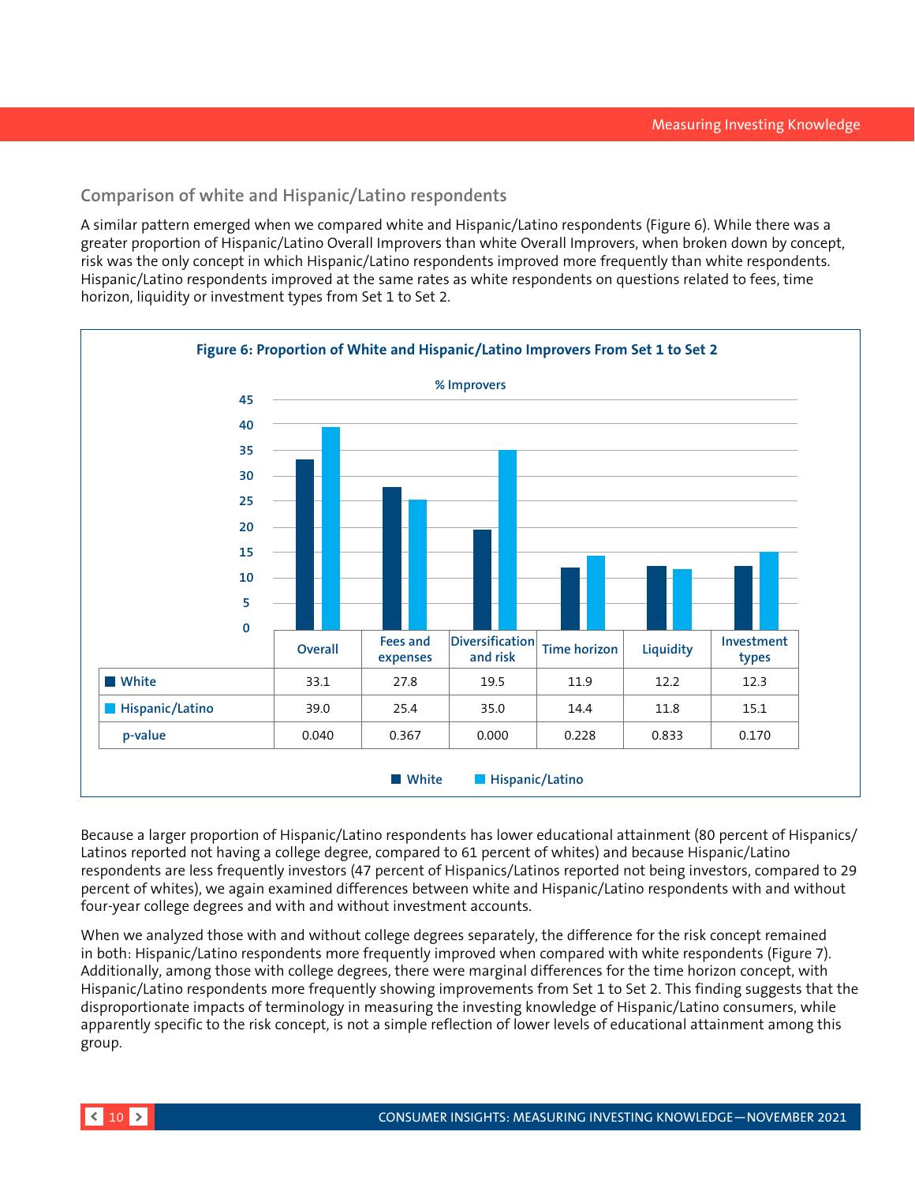## Comparison of white and Hispanic/Latino respondents

A similar pattern emerged when we compared white and Hispanic/Latino respondents (Figure 6). While there was a greater proportion of Hispanic/Latino Overall Improvers than white Overall Improvers, when broken down by concept, risk was the only concept in which Hispanic/Latino respondents improved more frequently than white respondents. Hispanic/Latino respondents improved at the same rates as white respondents on questions related to fees, time horizon, liquidity or investment types from Set 1 to Set 2.

**Figure 6: Proportion of White and Hispanic/Latino Improvers From Set 1 to Set 2**

% Improvers

| | Overall | Fees and expenses | Diversification and risk | Time horizon | Liquidity | Investment types |
|---|---|---|---|---|---|---|
| White | 33.1 | 27.8 | 19.5 | 11.9 | 12.2 | 12.3 |
| Hispanic/Latino | 39.0 | 25.4 | 35.0 | 14.4 | 11.8 | 15.1 |
| p-value | 0.040 | 0.367 | 0.000 | 0.228 | 0.833 | 0.170 |

Because a larger proportion of Hispanic/Latino respondents has lower educational attainment (80 percent of Hispanics/Latinos reported not having a college degree, compared to 61 percent of whites) and because Hispanic/Latino respondents are less frequently investors (47 percent of Hispanics/Latinos reported not being investors, compared to 29 percent of whites), we again examined differences between white and Hispanic/Latino respondents with and without four-year college degrees and with and without investment accounts.

When we analyzed those with and without college degrees separately, the difference for the risk concept remained in both: Hispanic/Latino respondents more frequently improved when compared with white respondents (Figure 7). Additionally, among those with college degrees, there were marginal differences for the time horizon concept, with Hispanic/Latino respondents more frequently showing improvements from Set 1 to Set 2. This finding suggests that the disproportionate impacts of terminology in measuring the investing knowledge of Hispanic/Latino consumers, while apparently specific to the risk concept, is not a simple reflection of lower levels of educational attainment among this group.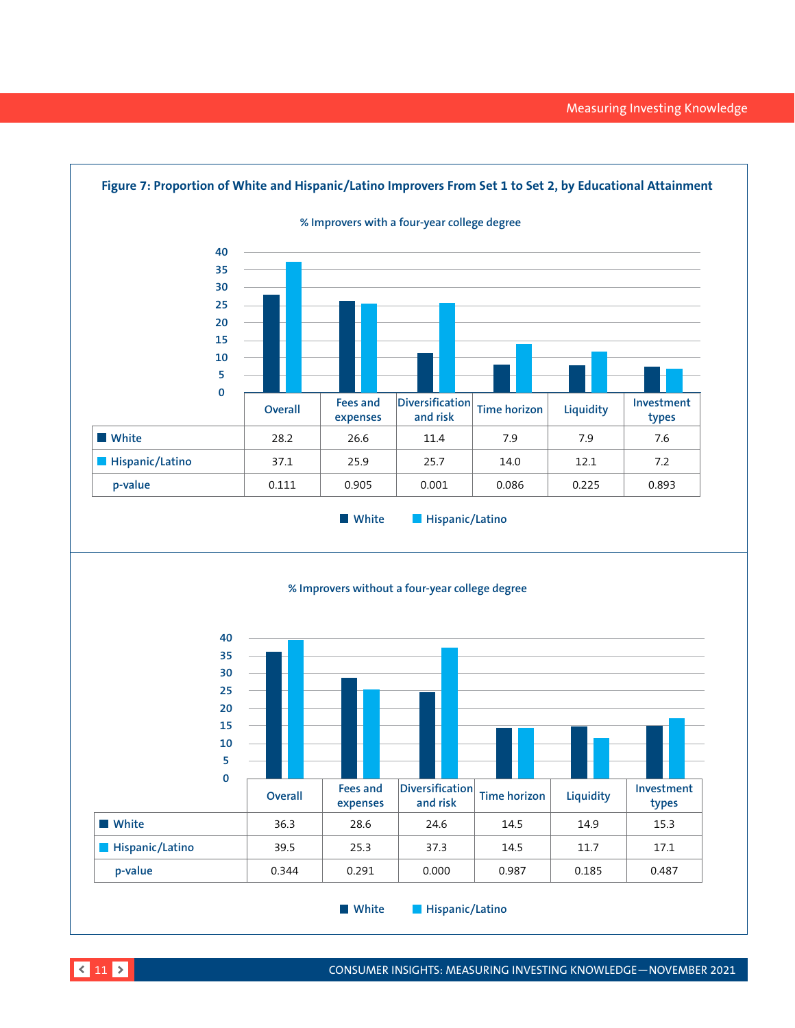**Figure 7: Proportion of White and Hispanic/Latino Improvers From Set 1 to Set 2, by Educational Attainment**

% Improvers with a four-year college degree

| | Overall | Fees and expenses | Diversification and risk | Time horizon | Liquidity | Investment types |
|---|---|---|---|---|---|---|
| White | 28.2 | 26.6 | 11.4 | 7.9 | 7.9 | 7.6 |
| Hispanic/Latino | 37.1 | 25.9 | 25.7 | 14.0 | 12.1 | 7.2 |
| p-value | 0.111 | 0.905 | 0.001 | 0.086 | 0.225 | 0.893 |

% Improvers without a four-year college degree

| | Overall | Fees and expenses | Diversification and risk | Time horizon | Liquidity | Investment types |
|---|---|---|---|---|---|---|
| White | 36.3 | 28.6 | 24.6 | 14.5 | 14.9 | 15.3 |
| Hispanic/Latino | 39.5 | 25.3 | 37.3 | 14.5 | 11.7 | 17.1 |
| p-value | 0.344 | 0.291 | 0.000 | 0.987 | 0.185 | 0.487 |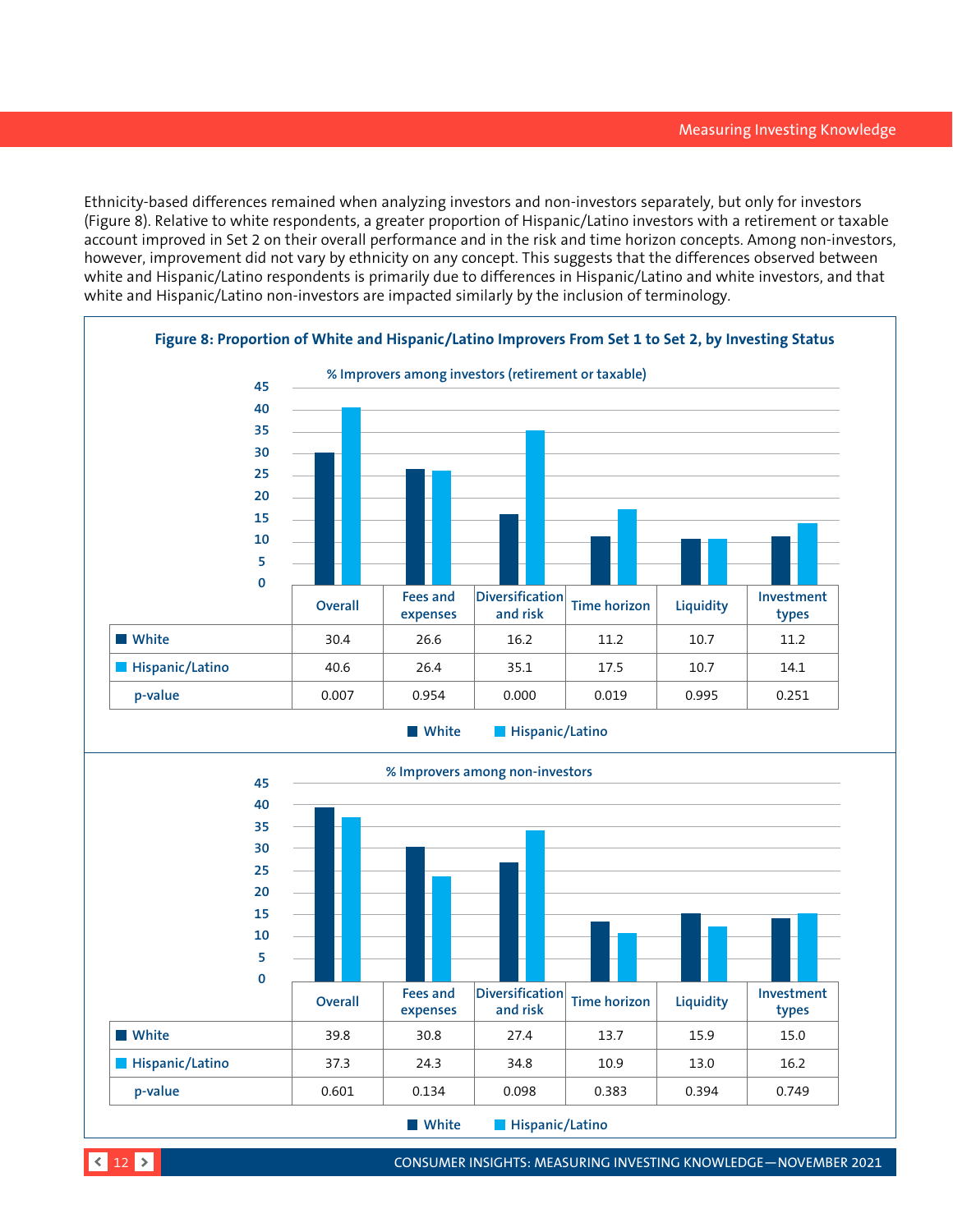Ethnicity-based differences remained when analyzing investors and non-investors separately, but only for investors (Figure 8). Relative to white respondents, a greater proportion of Hispanic/Latino investors with a retirement or taxable account improved in Set 2 on their overall performance and in the risk and time horizon concepts. Among non-investors, however, improvement did not vary by ethnicity on any concept. This suggests that the differences observed between white and Hispanic/Latino respondents is primarily due to differences in Hispanic/Latino and white investors, and that white and Hispanic/Latino non-investors are impacted similarly by the inclusion of terminology.

**Figure 8: Proportion of White and Hispanic/Latino Improvers From Set 1 to Set 2, by Investing Status**

% Improvers among investors (retirement or taxable)

| | Overall | Fees and expenses | Diversification and risk | Time horizon | Liquidity | Investment types |
|---|---|---|---|---|---|---|
| White | 30.4 | 26.6 | 16.2 | 11.2 | 10.7 | 11.2 |
| Hispanic/Latino | 40.6 | 26.4 | 35.1 | 17.5 | 10.7 | 14.1 |
| p-value | 0.007 | 0.954 | 0.000 | 0.019 | 0.995 | 0.251 |

% Improvers among non-investors

| | Overall | Fees and expenses | Diversification and risk | Time horizon | Liquidity | Investment types |
|---|---|---|---|---|---|---|
| White | 39.8 | 30.8 | 27.4 | 13.7 | 15.9 | 15.0 |
| Hispanic/Latino | 37.3 | 24.3 | 34.8 | 10.9 | 13.0 | 16.2 |
| p-value | 0.601 | 0.134 | 0.098 | 0.383 | 0.394 | 0.749 |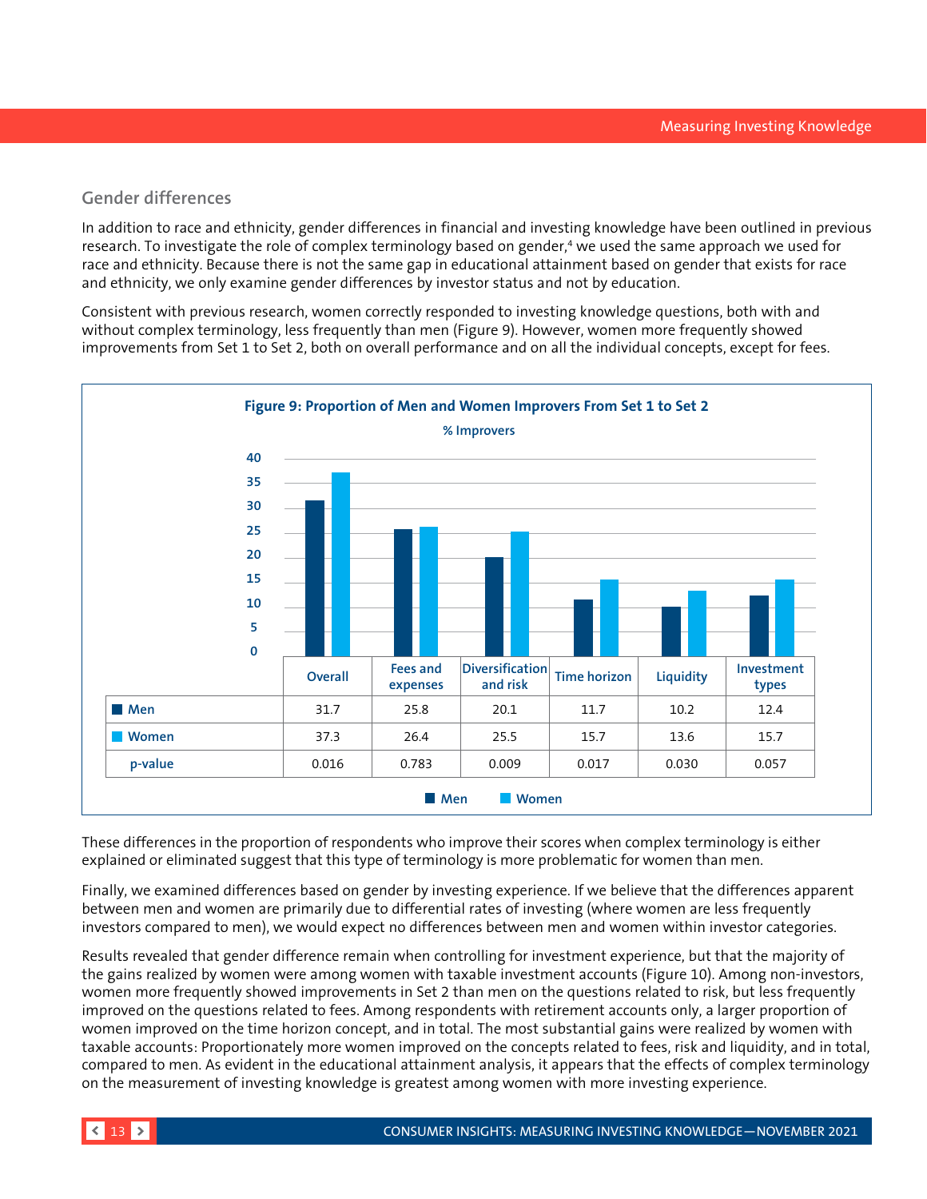## Gender differences

In addition to race and ethnicity, gender differences in financial and investing knowledge have been outlined in previous research. To investigate the role of complex terminology based on gender,[4] we used the same approach we used for race and ethnicity. Because there is not the same gap in educational attainment based on gender that exists for race and ethnicity, we only examine gender differences by investor status and not by education.

Consistent with previous research, women correctly responded to investing knowledge questions, both with and without complex terminology, less frequently than men (Figure 9). However, women more frequently showed improvements from Set 1 to Set 2, both on overall performance and on all the individual concepts, except for fees.

**Figure 9: Proportion of Men and Women Improvers From Set 1 to Set 2**

% Improvers

| | Overall | Fees and expenses | Diversification and risk | Time horizon | Liquidity | Investment types |
|---|---|---|---|---|---|---|
| Men | 31.7 | 25.8 | 20.1 | 11.7 | 10.2 | 12.4 |
| Women | 37.3 | 26.4 | 25.5 | 15.7 | 13.6 | 15.7 |
| p-value | 0.016 | 0.783 | 0.009 | 0.017 | 0.030 | 0.057 |

These differences in the proportion of respondents who improve their scores when complex terminology is either explained or eliminated suggest that this type of terminology is more problematic for women than men.

Finally, we examined differences based on gender by investing experience. If we believe that the differences apparent between men and women are primarily due to differential rates of investing (where women are less frequently investors compared to men), we would expect no differences between men and women within investor categories.

Results revealed that gender difference remain when controlling for investment experience, but that the majority of the gains realized by women were among women with taxable investment accounts (Figure 10). Among non-investors, women more frequently showed improvements in Set 2 than men on the questions related to risk, but less frequently improved on the questions related to fees. Among respondents with retirement accounts only, a larger proportion of women improved on the time horizon concept, and in total. The most substantial gains were realized by women with taxable accounts: Proportionately more women improved on the concepts related to fees, risk and liquidity, and in total, compared to men. As evident in the educational attainment analysis, it appears that the effects of complex terminology on the measurement of investing knowledge is greatest among women with more investing experience.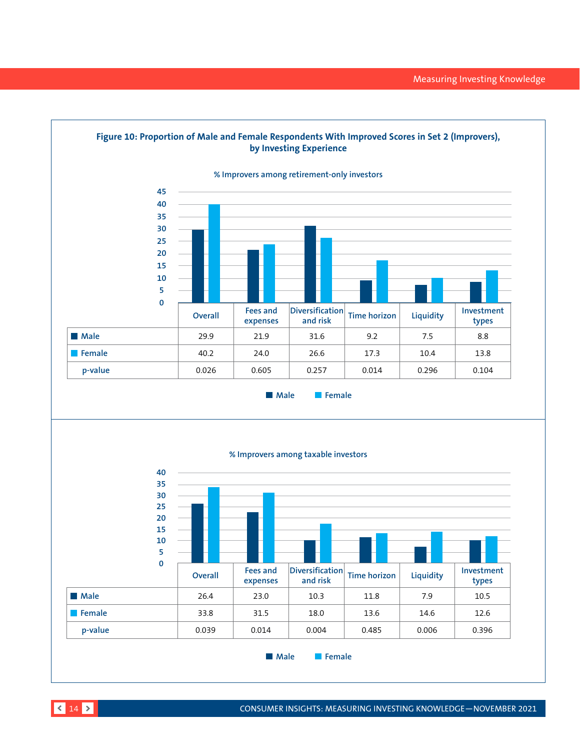**Figure 10: Proportion of Male and Female Respondents With Improved Scores in Set 2 (Improvers), by Investing Experience**

% Improvers among retirement-only investors

| | Overall | Fees and expenses | Diversification and risk | Time horizon | Liquidity | Investment types |
|---|---|---|---|---|---|---|
| Male | 29.9 | 21.9 | 31.6 | 9.2 | 7.5 | 8.8 |
| Female | 40.2 | 24.0 | 26.6 | 17.3 | 10.4 | 13.8 |
| p-value | 0.026 | 0.605 | 0.257 | 0.014 | 0.296 | 0.104 |

% Improvers among taxable investors

| | Overall | Fees and expenses | Diversification and risk | Time horizon | Liquidity | Investment types |
|---|---|---|---|---|---|---|
| Male | 26.4 | 23.0 | 10.3 | 11.8 | 7.9 | 10.5 |
| Female | 33.8 | 31.5 | 18.0 | 13.6 | 14.6 | 12.6 |
| p-value | 0.039 | 0.014 | 0.004 | 0.485 | 0.006 | 0.396 |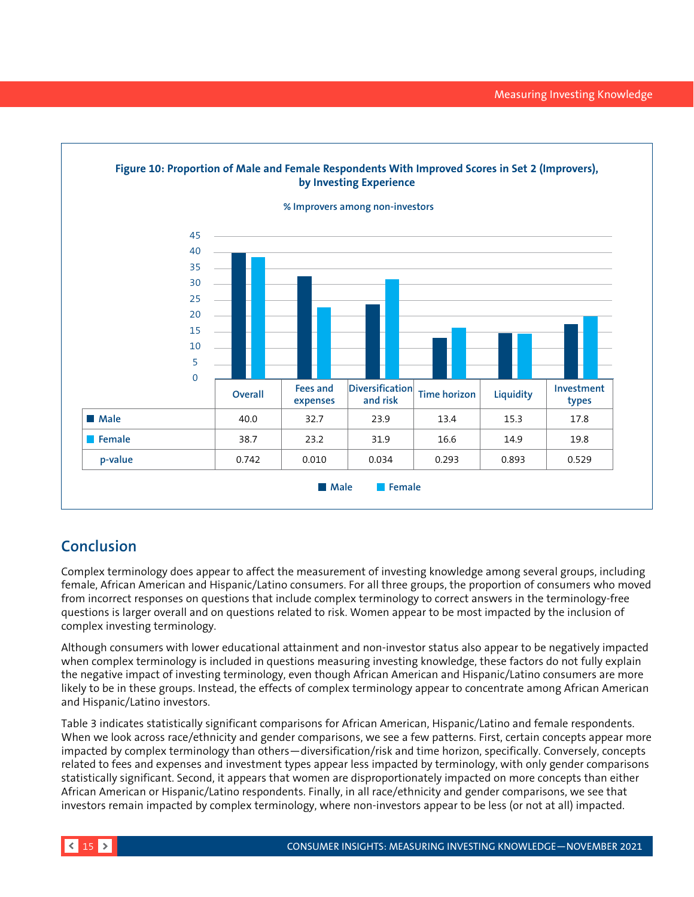**Figure 10: Proportion of Male and Female Respondents With Improved Scores in Set 2 (Improvers), by Investing Experience**

% Improvers among non-investors

|  | Overall | Fees and expenses | Diversification and risk | Time horizon | Liquidity | Investment types |
|---|---|---|---|---|---|---|
| Male | 40.0 | 32.7 | 23.9 | 13.4 | 15.3 | 17.8 |
| Female | 38.7 | 23.2 | 31.9 | 16.6 | 14.9 | 19.8 |
| p-value | 0.742 | 0.010 | 0.034 | 0.293 | 0.893 | 0.529 |

## Conclusion

Complex terminology does appear to affect the measurement of investing knowledge among several groups, including female, African American and Hispanic/Latino consumers. For all three groups, the proportion of consumers who moved from incorrect responses on questions that include complex terminology to correct answers in the terminology-free questions is larger overall and on questions related to risk. Women appear to be most impacted by the inclusion of complex investing terminology.

Although consumers with lower educational attainment and non-investor status also appear to be negatively impacted when complex terminology is included in questions measuring investing knowledge, these factors do not fully explain the negative impact of investing terminology, even though African American and Hispanic/Latino consumers are more likely to be in these groups. Instead, the effects of complex terminology appear to concentrate among African American and Hispanic/Latino investors.

Table 3 indicates statistically significant comparisons for African American, Hispanic/Latino and female respondents. When we look across race/ethnicity and gender comparisons, we see a few patterns. First, certain concepts appear more impacted by complex terminology than others—diversification/risk and time horizon, specifically. Conversely, concepts related to fees and expenses and investment types appear less impacted by terminology, with only gender comparisons statistically significant. Second, it appears that women are disproportionately impacted on more concepts than either African American or Hispanic/Latino respondents. Finally, in all race/ethnicity and gender comparisons, we see that investors remain impacted by complex terminology, where non-investors appear to be less (or not at all) impacted.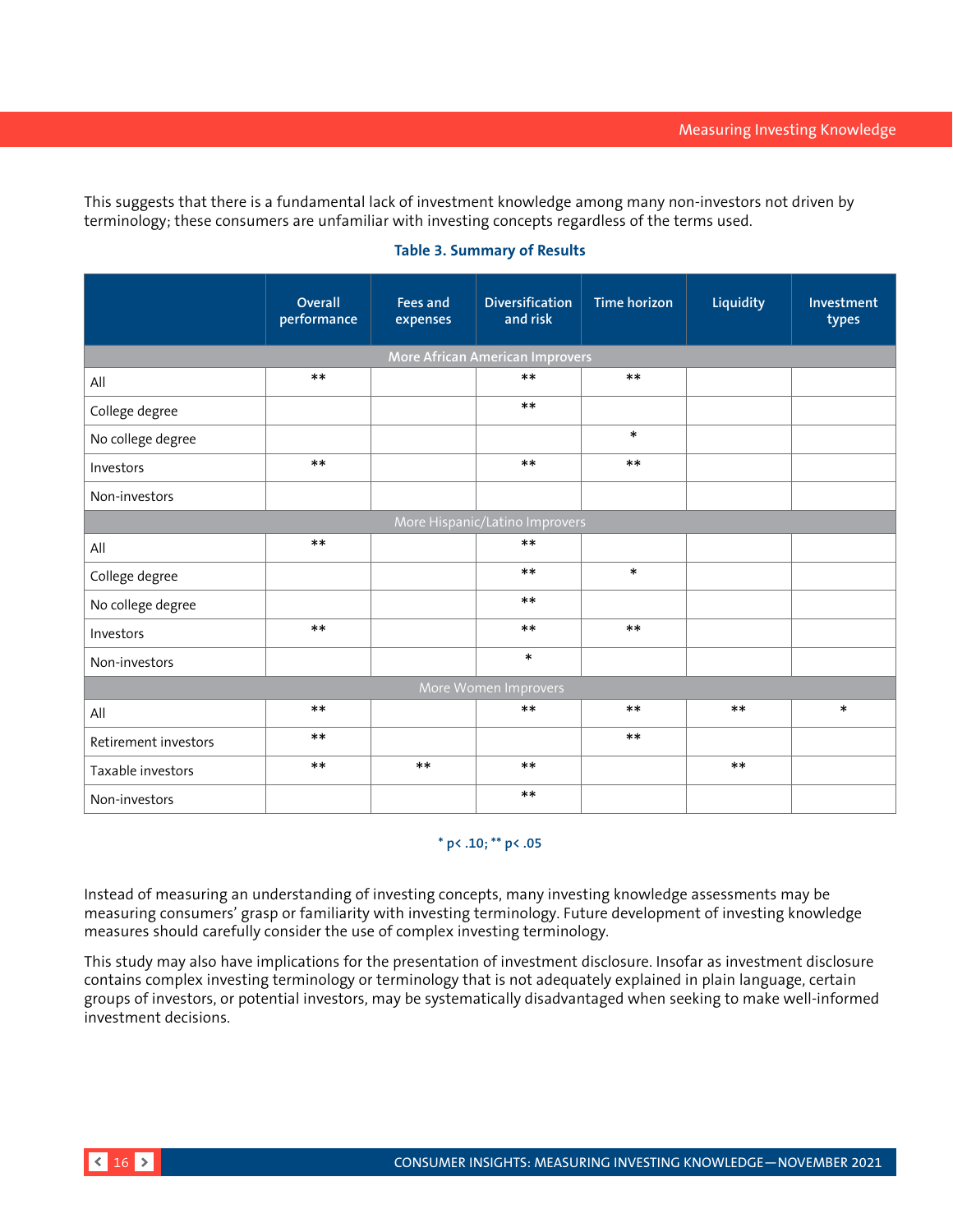This suggests that there is a fundamental lack of investment knowledge among many non-investors not driven by terminology; these consumers are unfamiliar with investing concepts regardless of the terms used.

**Table 3. Summary of Results**

| | Overall performance | Fees and expenses | Diversification and risk | Time horizon | Liquidity | Investment types |
|---|---|---|---|---|---|---|
| **More African American Improvers** | | | | | | |
| All | ** | | ** | ** | | |
| College degree | | | ** | | | |
| No college degree | | | | * | | |
| Investors | ** | | ** | ** | | |
| Non-investors | | | | | | |
| **More Hispanic/Latino Improvers** | | | | | | |
| All | ** | | ** | | | |
| College degree | | | ** | * | | |
| No college degree | | | ** | | | |
| Investors | ** | | ** | ** | | |
| Non-investors | | | * | | | |
| **More Women Improvers** | | | | | | |
| All | ** | | ** | ** | ** | * |
| Retirement investors | ** | | | ** | | |
| Taxable investors | ** | ** | ** | | ** | |
| Non-investors | | | ** | | | |

* $p < .10$; ** $p < .05$

Instead of measuring an understanding of investing concepts, many investing knowledge assessments may be measuring consumers' grasp or familiarity with investing terminology. Future development of investing knowledge measures should carefully consider the use of complex investing terminology.

This study may also have implications for the presentation of investment disclosure. Insofar as investment disclosure contains complex investing terminology or terminology that is not adequately explained in plain language, certain groups of investors, or potential investors, may be systematically disadvantaged when seeking to make well-informed investment decisions.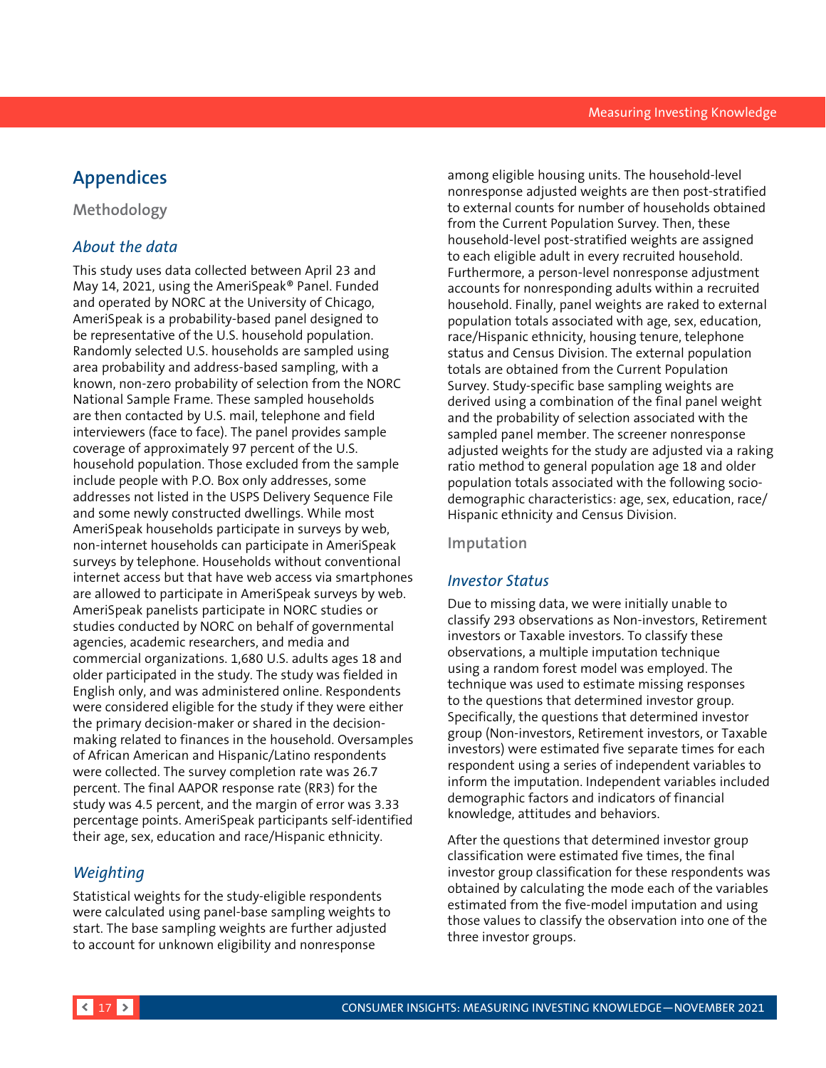## Appendices

### Methodology

#### *About the data*

This study uses data collected between April 23 and May 14, 2021, using the AmeriSpeak® Panel. Funded and operated by NORC at the University of Chicago, AmeriSpeak is a probability-based panel designed to be representative of the U.S. household population. Randomly selected U.S. households are sampled using area probability and address-based sampling, with a known, non-zero probability of selection from the NORC National Sample Frame. These sampled households are then contacted by U.S. mail, telephone and field interviewers (face to face). The panel provides sample coverage of approximately 97 percent of the U.S. household population. Those excluded from the sample include people with P.O. Box only addresses, some addresses not listed in the USPS Delivery Sequence File and some newly constructed dwellings. While most AmeriSpeak households participate in surveys by web, non-internet households can participate in AmeriSpeak surveys by telephone. Households without conventional internet access but that have web access via smartphones are allowed to participate in AmeriSpeak surveys by web. AmeriSpeak panelists participate in NORC studies or studies conducted by NORC on behalf of governmental agencies, academic researchers, and media and commercial organizations. 1,680 U.S. adults ages 18 and older participated in the study. The study was fielded in English only, and was administered online. Respondents were considered eligible for the study if they were either the primary decision-maker or shared in the decision-making related to finances in the household. Oversamples of African American and Hispanic/Latino respondents were collected. The survey completion rate was 26.7 percent. The final AAPOR response rate (RR3) for the study was 4.5 percent, and the margin of error was 3.33 percentage points. AmeriSpeak participants self-identified their age, sex, education and race/Hispanic ethnicity.

#### *Weighting*

Statistical weights for the study-eligible respondents were calculated using panel-base sampling weights to start. The base sampling weights are further adjusted to account for unknown eligibility and nonresponse among eligible housing units. The household-level nonresponse adjusted weights are then post-stratified to external counts for number of households obtained from the Current Population Survey. Then, these household-level post-stratified weights are assigned to each eligible adult in every recruited household. Furthermore, a person-level nonresponse adjustment accounts for nonresponding adults within a recruited household. Finally, panel weights are raked to external population totals associated with age, sex, education, race/Hispanic ethnicity, housing tenure, telephone status and Census Division. The external population totals are obtained from the Current Population Survey. Study-specific base sampling weights are derived using a combination of the final panel weight and the probability of selection associated with the sampled panel member. The screener nonresponse adjusted weights for the study are adjusted via a raking ratio method to general population age 18 and older population totals associated with the following socio-demographic characteristics: age, sex, education, race/Hispanic ethnicity and Census Division.

### Imputation

#### *Investor Status*

Due to missing data, we were initially unable to classify 293 observations as Non-investors, Retirement investors or Taxable investors. To classify these observations, a multiple imputation technique using a random forest model was employed. The technique was used to estimate missing responses to the questions that determined investor group. Specifically, the questions that determined investor group (Non-investors, Retirement investors, or Taxable investors) were estimated five separate times for each respondent using a series of independent variables to inform the imputation. Independent variables included demographic factors and indicators of financial knowledge, attitudes and behaviors.

After the questions that determined investor group classification were estimated five times, the final investor group classification for these respondents was obtained by calculating the mode each of the variables estimated from the five-model imputation and using those values to classify the observation into one of the three investor groups.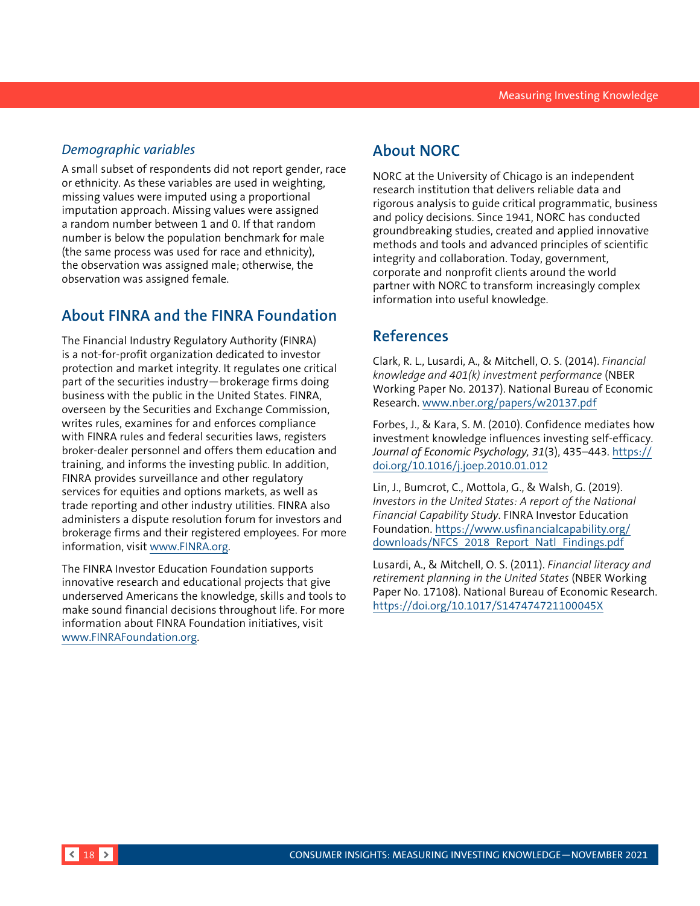### *Demographic variables*

A small subset of respondents did not report gender, race or ethnicity. As these variables are used in weighting, missing values were imputed using a proportional imputation approach. Missing values were assigned a random number between 1 and 0. If that random number is below the population benchmark for male (the same process was used for race and ethnicity), the observation was assigned male; otherwise, the observation was assigned female.

## About FINRA and the FINRA Foundation

The Financial Industry Regulatory Authority (FINRA) is a not-for-profit organization dedicated to investor protection and market integrity. It regulates one critical part of the securities industry—brokerage firms doing business with the public in the United States. FINRA, overseen by the Securities and Exchange Commission, writes rules, examines for and enforces compliance with FINRA rules and federal securities laws, registers broker-dealer personnel and offers them education and training, and informs the investing public. In addition, FINRA provides surveillance and other regulatory services for equities and options markets, as well as trade reporting and other industry utilities. FINRA also administers a dispute resolution forum for investors and brokerage firms and their registered employees. For more information, visit www.FINRA.org.

The FINRA Investor Education Foundation supports innovative research and educational projects that give underserved Americans the knowledge, skills and tools to make sound financial decisions throughout life. For more information about FINRA Foundation initiatives, visit www.FINRAFoundation.org.

## About NORC

NORC at the University of Chicago is an independent research institution that delivers reliable data and rigorous analysis to guide critical programmatic, business and policy decisions. Since 1941, NORC has conducted groundbreaking studies, created and applied innovative methods and tools and advanced principles of scientific integrity and collaboration. Today, government, corporate and nonprofit clients around the world partner with NORC to transform increasingly complex information into useful knowledge.

## References

Clark, R. L., Lusardi, A., & Mitchell, O. S. (2014). *Financial knowledge and 401(k) investment performance* (NBER Working Paper No. 20137). National Bureau of Economic Research. www.nber.org/papers/w20137.pdf

Forbes, J., & Kara, S. M. (2010). Confidence mediates how investment knowledge influences investing self-efficacy. *Journal of Economic Psychology, 31*(3), 435–443. https://doi.org/10.1016/j.joep.2010.01.012

Lin, J., Bumcrot, C., Mottola, G., & Walsh, G. (2019). *Investors in the United States: A report of the National Financial Capability Study*. FINRA Investor Education Foundation. https://www.usfinancialcapability.org/downloads/NFCS_2018_Report_Natl_Findings.pdf

Lusardi, A., & Mitchell, O. S. (2011). *Financial literacy and retirement planning in the United States* (NBER Working Paper No. 17108). National Bureau of Economic Research. https://doi.org/10.1017/S147474721100045X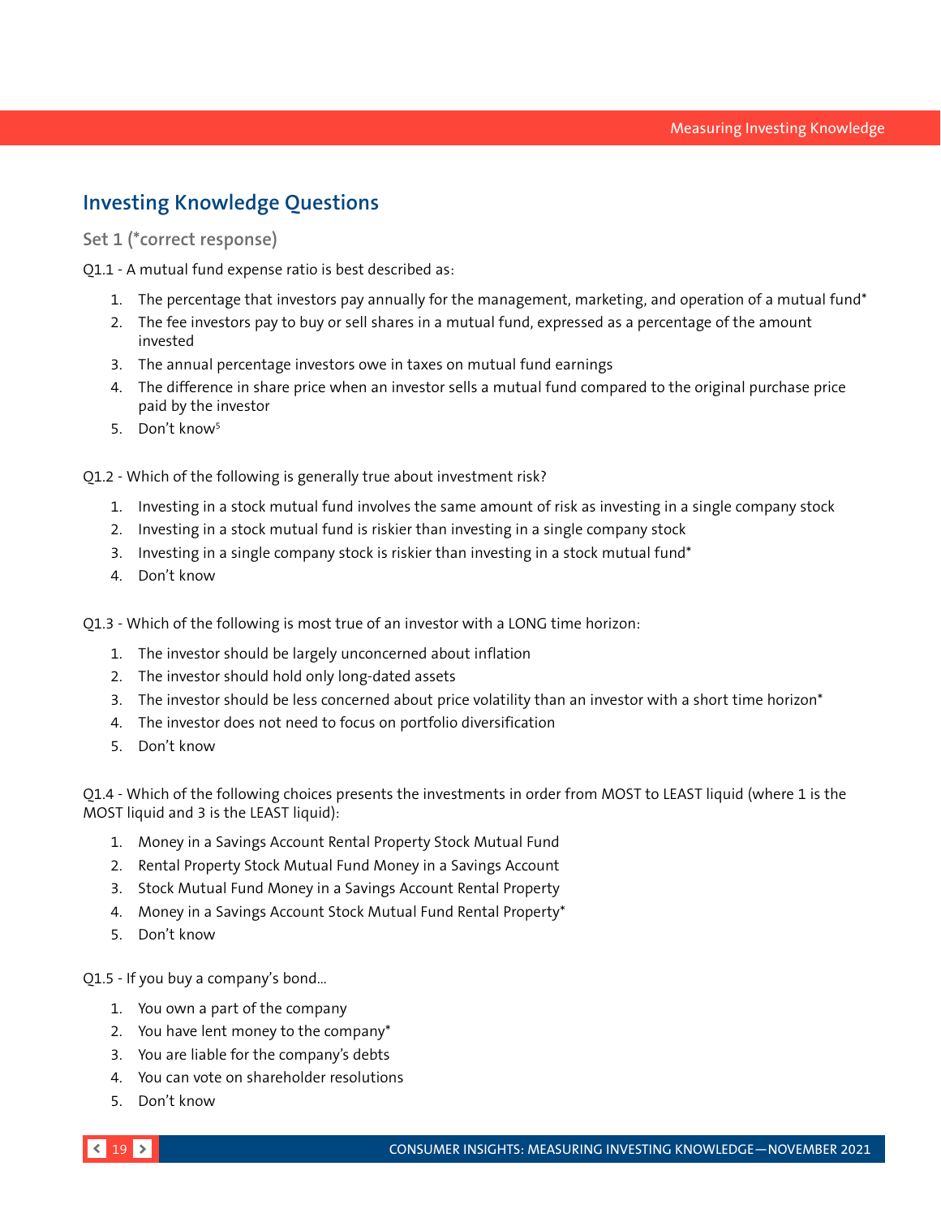## Investing Knowledge Questions

### Set 1 (*correct response)

Q1.1 - A mutual fund expense ratio is best described as:

1. The percentage that investors pay annually for the management, marketing, and operation of a mutual fund*
2. The fee investors pay to buy or sell shares in a mutual fund, expressed as a percentage of the amount invested
3. The annual percentage investors owe in taxes on mutual fund earnings
4. The difference in share price when an investor sells a mutual fund compared to the original purchase price paid by the investor
5. Don't know[5]

Q1.2 - Which of the following is generally true about investment risk?

1. Investing in a stock mutual fund involves the same amount of risk as investing in a single company stock
2. Investing in a stock mutual fund is riskier than investing in a single company stock
3. Investing in a single company stock is riskier than investing in a stock mutual fund*
4. Don't know

Q1.3 - Which of the following is most true of an investor with a LONG time horizon:

1. The investor should be largely unconcerned about inflation
2. The investor should hold only long-dated assets
3. The investor should be less concerned about price volatility than an investor with a short time horizon*
4. The investor does not need to focus on portfolio diversification
5. Don't know

Q1.4 - Which of the following choices presents the investments in order from MOST to LEAST liquid (where 1 is the MOST liquid and 3 is the LEAST liquid):

1. Money in a Savings Account Rental Property Stock Mutual Fund
2. Rental Property Stock Mutual Fund Money in a Savings Account
3. Stock Mutual Fund Money in a Savings Account Rental Property
4. Money in a Savings Account Stock Mutual Fund Rental Property*
5. Don't know

Q1.5 - If you buy a company's bond...

1. You own a part of the company
2. You have lent money to the company*
3. You are liable for the company's debts
4. You can vote on shareholder resolutions
5. Don't know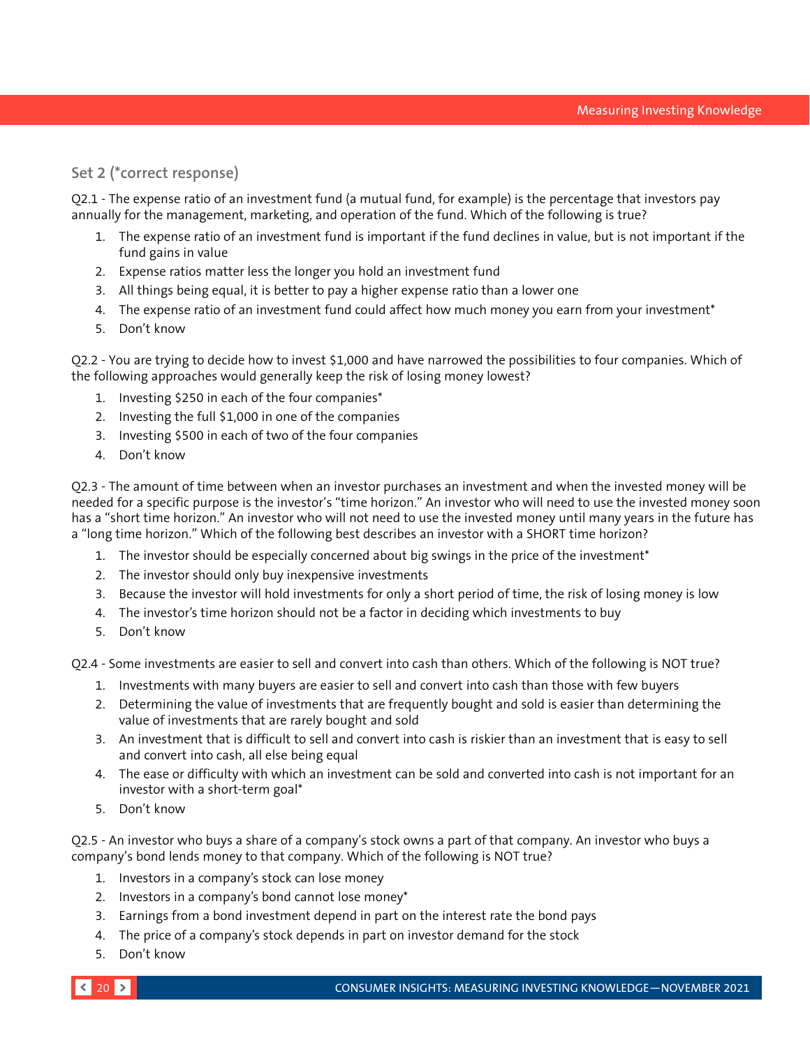## Set 2 (*correct response)

Q2.1 - The expense ratio of an investment fund (a mutual fund, for example) is the percentage that investors pay annually for the management, marketing, and operation of the fund. Which of the following is true?

1. The expense ratio of an investment fund is important if the fund declines in value, but is not important if the fund gains in value
2. Expense ratios matter less the longer you hold an investment fund
3. All things being equal, it is better to pay a higher expense ratio than a lower one
4. The expense ratio of an investment fund could affect how much money you earn from your investment*
5. Don't know

Q2.2 - You are trying to decide how to invest $1,000 and have narrowed the possibilities to four companies. Which of the following approaches would generally keep the risk of losing money lowest?

1. Investing $250 in each of the four companies*
2. Investing the full $1,000 in one of the companies
3. Investing $500 in each of two of the four companies
4. Don't know

Q2.3 - The amount of time between when an investor purchases an investment and when the invested money will be needed for a specific purpose is the investor's "time horizon." An investor who will need to use the invested money soon has a "short time horizon." An investor who will not need to use the invested money until many years in the future has a "long time horizon." Which of the following best describes an investor with a SHORT time horizon?

1. The investor should be especially concerned about big swings in the price of the investment*
2. The investor should only buy inexpensive investments
3. Because the investor will hold investments for only a short period of time, the risk of losing money is low
4. The investor's time horizon should not be a factor in deciding which investments to buy
5. Don't know

Q2.4 - Some investments are easier to sell and convert into cash than others. Which of the following is NOT true?

1. Investments with many buyers are easier to sell and convert into cash than those with few buyers
2. Determining the value of investments that are frequently bought and sold is easier than determining the value of investments that are rarely bought and sold
3. An investment that is difficult to sell and convert into cash is riskier than an investment that is easy to sell and convert into cash, all else being equal
4. The ease or difficulty with which an investment can be sold and converted into cash is not important for an investor with a short-term goal*
5. Don't know

Q2.5 - An investor who buys a share of a company's stock owns a part of that company. An investor who buys a company's bond lends money to that company. Which of the following is NOT true?

1. Investors in a company's stock can lose money
2. Investors in a company's bond cannot lose money*
3. Earnings from a bond investment depend in part on the interest rate the bond pays
4. The price of a company's stock depends in part on investor demand for the stock
5. Don't know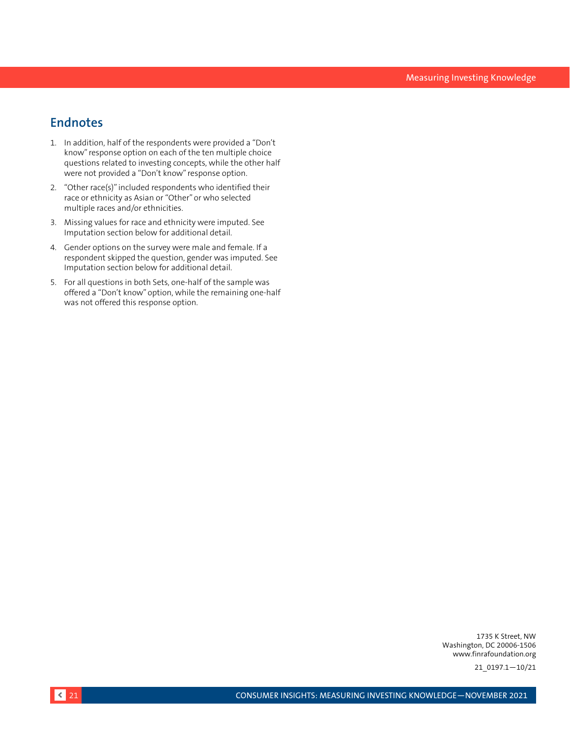## Endnotes

1. In addition, half of the respondents were provided a "Don't know" response option on each of the ten multiple choice questions related to investing concepts, while the other half were not provided a "Don't know" response option.
2. "Other race(s)" included respondents who identified their race or ethnicity as Asian or "Other" or who selected multiple races and/or ethnicities.
3. Missing values for race and ethnicity were imputed. See Imputation section below for additional detail.
4. Gender options on the survey were male and female. If a respondent skipped the question, gender was imputed. See Imputation section below for additional detail.
5. For all questions in both Sets, one-half of the sample was offered a "Don't know" option, while the remaining one-half was not offered this response option.

1735 K Street, NW
Washington, DC 20006-1506
www.finrafoundation.org

21_0197.1—10/21